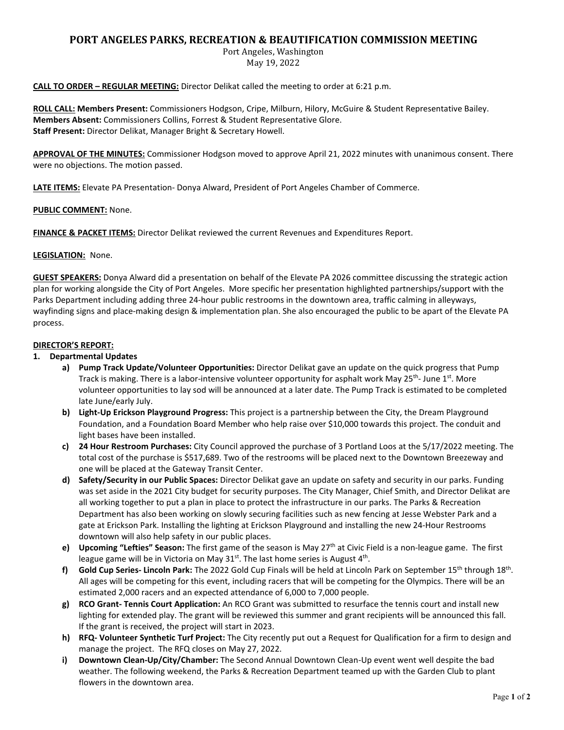# PORT ANGELES PARKS, RECREATION & BEAUTIFICATION COMMISSION MEETING

Port Angeles, Washington
May 19, 2022

**CALL TO ORDER – REGULAR MEETING:** Director Delikat called the meeting to order at 6:21 p.m.

**ROLL CALL:** **Members Present:** Commissioners Hodgson, Cripe, Milburn, Hilory, McGuire & Student Representative Bailey.
**Members Absent:** Commissioners Collins, Forrest & Student Representative Glore.
**Staff Present:** Director Delikat, Manager Bright & Secretary Howell.

**APPROVAL OF THE MINUTES:** Commissioner Hodgson moved to approve April 21, 2022 minutes with unanimous consent. There were no objections. The motion passed.

**LATE ITEMS:** Elevate PA Presentation- Donya Alward, President of Port Angeles Chamber of Commerce.

**PUBLIC COMMENT:** None.

**FINANCE & PACKET ITEMS:** Director Delikat reviewed the current Revenues and Expenditures Report.

**LEGISLATION:** None.

**GUEST SPEAKERS:** Donya Alward did a presentation on behalf of the Elevate PA 2026 committee discussing the strategic action plan for working alongside the City of Port Angeles. More specific her presentation highlighted partnerships/support with the Parks Department including adding three 24-hour public restrooms in the downtown area, traffic calming in alleyways, wayfinding signs and place-making design & implementation plan. She also encouraged the public to be apart of the Elevate PA process.

**DIRECTOR'S REPORT:**

1. **Departmental Updates**
   a) **Pump Track Update/Volunteer Opportunities:** Director Delikat gave an update on the quick progress that Pump Track is making. There is a labor-intensive volunteer opportunity for asphalt work May 25th- June 1st. More volunteer opportunities to lay sod will be announced at a later date. The Pump Track is estimated to be completed late June/early July.

   b) **Light-Up Erickson Playground Progress:** This project is a partnership between the City, the Dream Playground Foundation, and a Foundation Board Member who help raise over $10,000 towards this project. The conduit and light bases have been installed.

   c) **24 Hour Restroom Purchases:** City Council approved the purchase of 3 Portland Loos at the 5/17/2022 meeting. The total cost of the purchase is $517,689. Two of the restrooms will be placed next to the Downtown Breezeway and one will be placed at the Gateway Transit Center.

   d) **Safety/Security in our Public Spaces:** Director Delikat gave an update on safety and security in our parks. Funding was set aside in the 2021 City budget for security purposes. The City Manager, Chief Smith, and Director Delikat are all working together to put a plan in place to protect the infrastructure in our parks. The Parks & Recreation Department has also been working on slowly securing facilities such as new fencing at Jesse Webster Park and a gate at Erickson Park. Installing the lighting at Erickson Playground and installing the new 24-Hour Restrooms downtown will also help safety in our public places.

   e) **Upcoming "Lefties" Season:** The first game of the season is May 27th at Civic Field is a non-league game. The first league game will be in Victoria on May 31st. The last home series is August 4th.

   f) **Gold Cup Series- Lincoln Park:** The 2022 Gold Cup Finals will be held at Lincoln Park on September 15th through 18th. All ages will be competing for this event, including racers that will be competing for the Olympics. There will be an estimated 2,000 racers and an expected attendance of 6,000 to 7,000 people.

   g) **RCO Grant- Tennis Court Application:** An RCO Grant was submitted to resurface the tennis court and install new lighting for extended play. The grant will be reviewed this summer and grant recipients will be announced this fall. If the grant is received, the project will start in 2023.

   h) **RFQ- Volunteer Synthetic Turf Project:** The City recently put out a Request for Qualification for a firm to design and manage the project. The RFQ closes on May 27, 2022.

   i) **Downtown Clean-Up/City/Chamber:** The Second Annual Downtown Clean-Up event went well despite the bad weather. The following weekend, the Parks & Recreation Department teamed up with the Garden Club to plant flowers in the downtown area.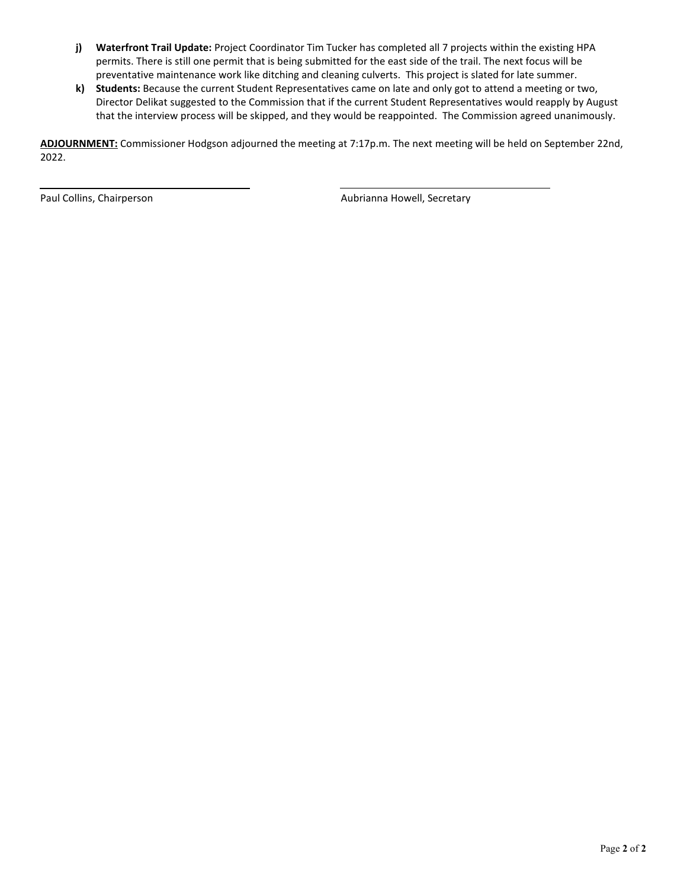j) **Waterfront Trail Update:** Project Coordinator Tim Tucker has completed all 7 projects within the existing HPA permits. There is still one permit that is being submitted for the east side of the trail. The next focus will be preventative maintenance work like ditching and cleaning culverts. This project is slated for late summer.

k) **Students:** Because the current Student Representatives came on late and only got to attend a meeting or two, Director Delikat suggested to the Commission that if the current Student Representatives would reapply by August that the interview process will be skipped, and they would be reappointed. The Commission agreed unanimously.

**ADJOURNMENT:** Commissioner Hodgson adjourned the meeting at 7:17p.m. The next meeting will be held on September 22nd, 2022.

Paul Collins, Chairperson

Aubrianna Howell, Secretary